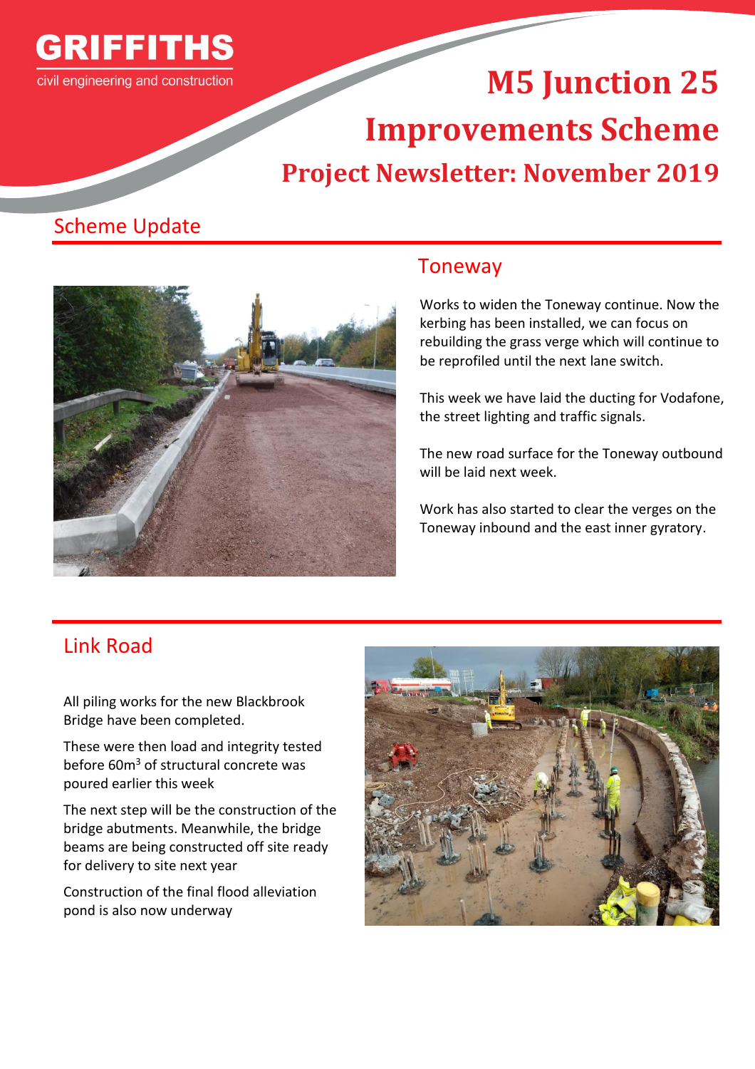GRIFFITHS

civil engineering and construction

# M5 Junction 25 Improvements Scheme

## Project Newsletter: November 2019

## Scheme Update

### Toneway

Works to widen the Toneway continue. Now the kerbing has been installed, we can focus on rebuilding the grass verge which will continue to be reprofiled until the next lane switch.

This week we have laid the ducting for Vodafone, the street lighting and traffic signals.

The new road surface for the Toneway outbound will be laid next week.

Work has also started to clear the verges on the Toneway inbound and the east inner gyratory.

### Link Road

All piling works for the new Blackbrook Bridge have been completed.

These were then load and integrity tested before 60m$^3$ of structural concrete was poured earlier this week

The next step will be the construction of the bridge abutments. Meanwhile, the bridge beams are being constructed off site ready for delivery to site next year

Construction of the final flood alleviation pond is also now underway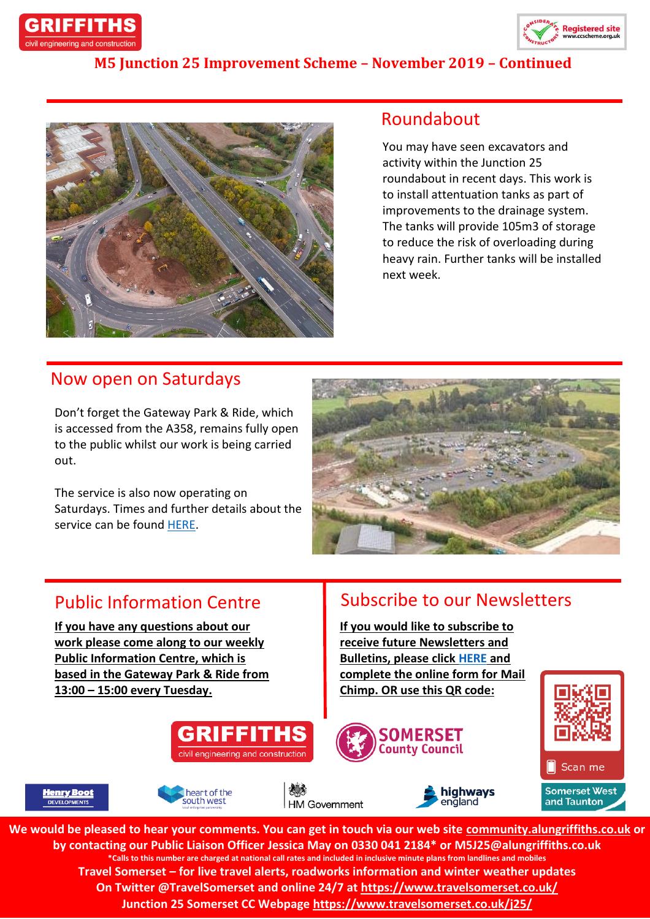## M5 Junction 25 Improvement Scheme – November 2019 – Continued

## Roundabout

You may have seen excavators and activity within the Junction 25 roundabout in recent days. This work is to install attentuation tanks as part of improvements to the drainage system. The tanks will provide 105m3 of storage to reduce the risk of overloading during heavy rain. Further tanks will be installed next week.

## Now open on Saturdays

Don't forget the Gateway Park & Ride, which is accessed from the A358, remains fully open to the public whilst our work is being carried out.

The service is also now operating on Saturdays. Times and further details about the service can be found HERE.

## Public Information Centre

**If you have any questions about our work please come along to our weekly Public Information Centre, which is based in the Gateway Park & Ride from 13:00 – 15:00 every Tuesday.**

## Subscribe to our Newsletters

**If you would like to subscribe to receive future Newsletters and Bulletins, please click HERE and complete the online form for Mail Chimp. OR use this QR code:**

Scan me

**We would be pleased to hear your comments. You can get in touch via our web site community.alungriffiths.co.uk or by contacting our Public Liaison Officer Jessica May on 0330 041 2184* or M5J25@alungriffiths.co.uk**

*Calls to this number are charged at national call rates and included in inclusive minute plans from landlines and mobiles

**Travel Somerset – for live travel alerts, roadworks information and winter weather updates**
**On Twitter @TravelSomerset and online 24/7 at https://www.travelsomerset.co.uk/**
**Junction 25 Somerset CC Webpage https://www.travelsomerset.co.uk/j25/**